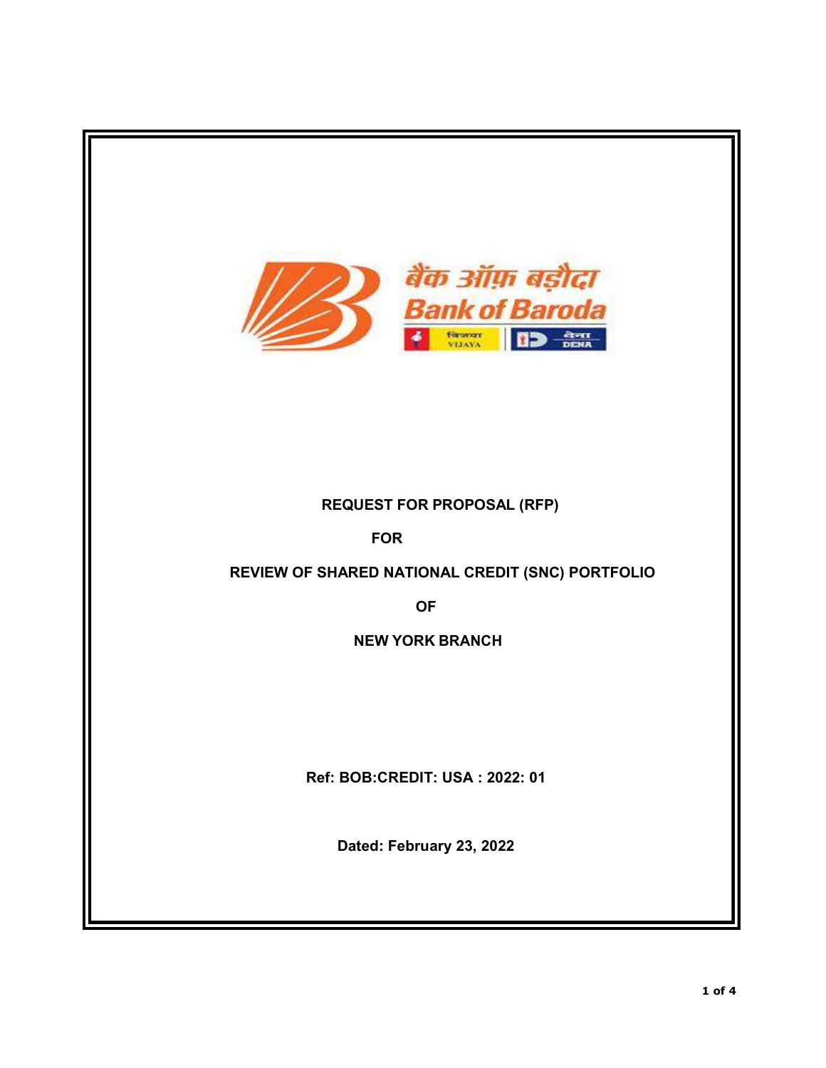बैंक ऑफ़ बड़ौदा

Bank of Baroda

**REQUEST FOR PROPOSAL (RFP)**

**FOR**

**REVIEW OF SHARED NATIONAL CREDIT (SNC) PORTFOLIO**

**OF**

**NEW YORK BRANCH**

**Ref: BOB:CREDIT: USA : 2022: 01**

**Dated: February 23, 2022**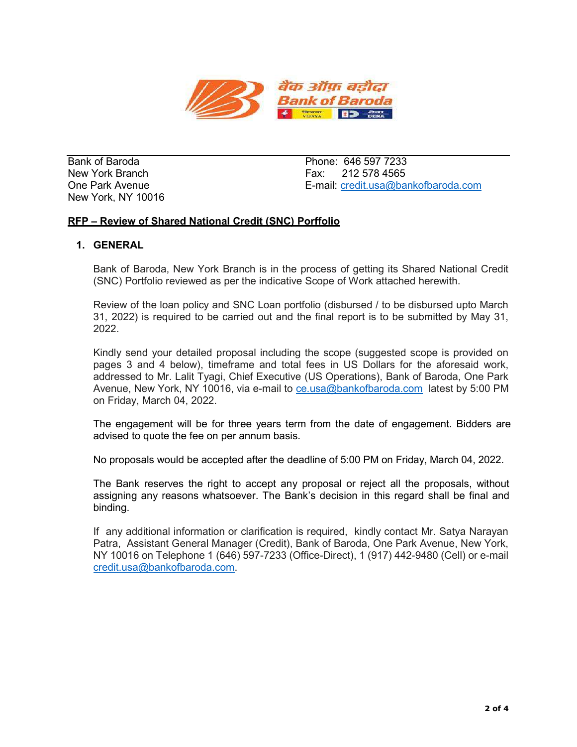Bank of Baroda
New York Branch
One Park Avenue
New York, NY 10016

Phone: 646 597 7233
Fax: 212 578 4565
E-mail: credit.usa@bankofbaroda.com

**RFP – Review of Shared National Credit (SNC) Porffolio**

## 1. GENERAL

Bank of Baroda, New York Branch is in the process of getting its Shared National Credit (SNC) Portfolio reviewed as per the indicative Scope of Work attached herewith.

Review of the loan policy and SNC Loan portfolio (disbursed / to be disbursed upto March 31, 2022) is required to be carried out and the final report is to be submitted by May 31, 2022.

Kindly send your detailed proposal including the scope (suggested scope is provided on pages 3 and 4 below), timeframe and total fees in US Dollars for the aforesaid work, addressed to Mr. Lalit Tyagi, Chief Executive (US Operations), Bank of Baroda, One Park Avenue, New York, NY 10016, via e-mail to ce.usa@bankofbaroda.com latest by 5:00 PM on Friday, March 04, 2022.

The engagement will be for three years term from the date of engagement. Bidders are advised to quote the fee on per annum basis.

No proposals would be accepted after the deadline of 5:00 PM on Friday, March 04, 2022.

The Bank reserves the right to accept any proposal or reject all the proposals, without assigning any reasons whatsoever. The Bank's decision in this regard shall be final and binding.

If any additional information or clarification is required, kindly contact Mr. Satya Narayan Patra, Assistant General Manager (Credit), Bank of Baroda, One Park Avenue, New York, NY 10016 on Telephone 1 (646) 597-7233 (Office-Direct), 1 (917) 442-9480 (Cell) or e-mail credit.usa@bankofbaroda.com.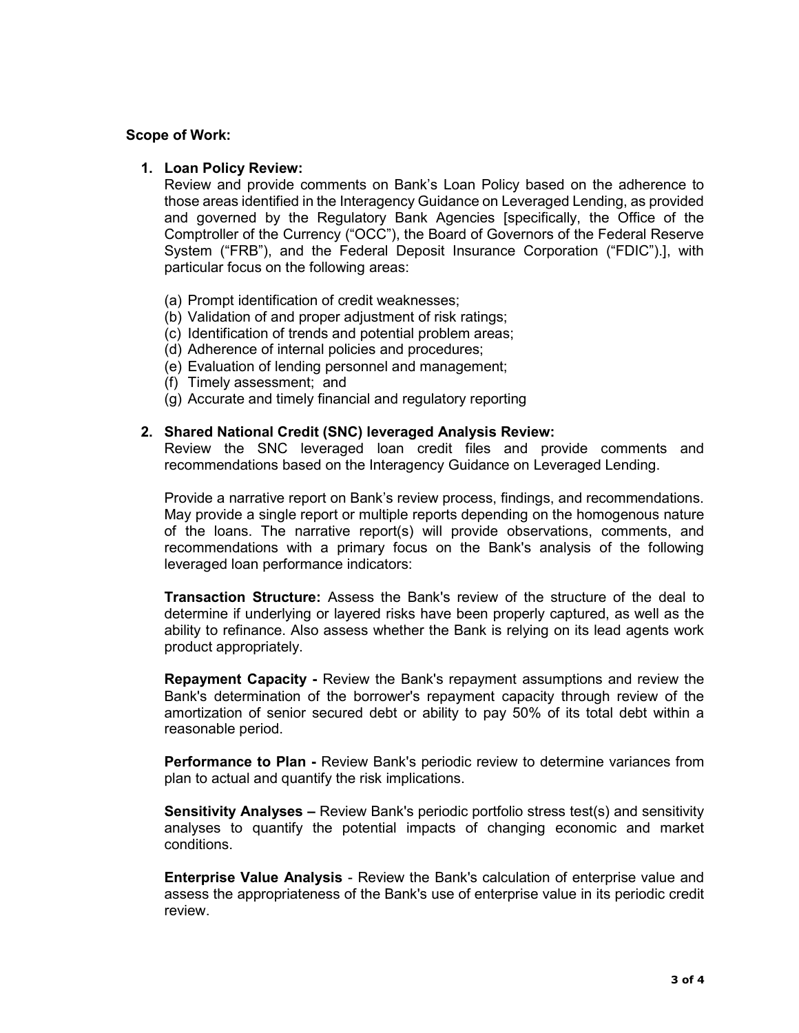**Scope of Work:**

1. **Loan Policy Review:**
   Review and provide comments on Bank's Loan Policy based on the adherence to those areas identified in the Interagency Guidance on Leveraged Lending, as provided and governed by the Regulatory Bank Agencies [specifically, the Office of the Comptroller of the Currency ("OCC"), the Board of Governors of the Federal Reserve System ("FRB"), and the Federal Deposit Insurance Corporation ("FDIC").], with particular focus on the following areas:

   (a) Prompt identification of credit weaknesses;
   (b) Validation of and proper adjustment of risk ratings;
   (c) Identification of trends and potential problem areas;
   (d) Adherence of internal policies and procedures;
   (e) Evaluation of lending personnel and management;
   (f) Timely assessment; and
   (g) Accurate and timely financial and regulatory reporting

2. **Shared National Credit (SNC) leveraged Analysis Review:**
   Review the SNC leveraged loan credit files and provide comments and recommendations based on the Interagency Guidance on Leveraged Lending.

   Provide a narrative report on Bank's review process, findings, and recommendations. May provide a single report or multiple reports depending on the homogenous nature of the loans. The narrative report(s) will provide observations, comments, and recommendations with a primary focus on the Bank's analysis of the following leveraged loan performance indicators:

   **Transaction Structure:** Assess the Bank's review of the structure of the deal to determine if underlying or layered risks have been properly captured, as well as the ability to refinance. Also assess whether the Bank is relying on its lead agents work product appropriately.

   **Repayment Capacity -** Review the Bank's repayment assumptions and review the Bank's determination of the borrower's repayment capacity through review of the amortization of senior secured debt or ability to pay 50% of its total debt within a reasonable period.

   **Performance to Plan -** Review Bank's periodic review to determine variances from plan to actual and quantify the risk implications.

   **Sensitivity Analyses –** Review Bank's periodic portfolio stress test(s) and sensitivity analyses to quantify the potential impacts of changing economic and market conditions.

   **Enterprise Value Analysis** - Review the Bank's calculation of enterprise value and assess the appropriateness of the Bank's use of enterprise value in its periodic credit review.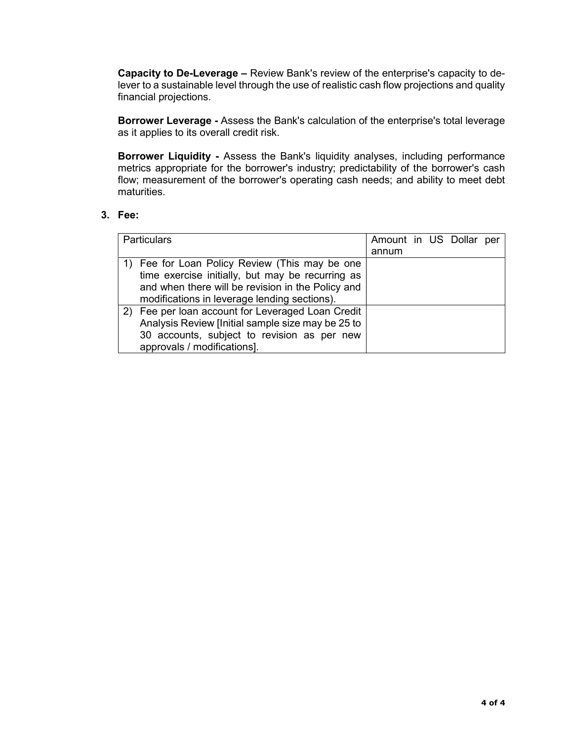**Capacity to De-Leverage –** Review Bank's review of the enterprise's capacity to de-lever to a sustainable level through the use of realistic cash flow projections and quality financial projections.

**Borrower Leverage -** Assess the Bank's calculation of the enterprise's total leverage as it applies to its overall credit risk.

**Borrower Liquidity -** Assess the Bank's liquidity analyses, including performance metrics appropriate for the borrower's industry; predictability of the borrower's cash flow; measurement of the borrower's operating cash needs; and ability to meet debt maturities.

**3. Fee:**

| Particulars | Amount in US Dollar per annum |
|---|---|
| 1) Fee for Loan Policy Review (This may be one time exercise initially, but may be recurring as and when there will be revision in the Policy and modifications in leverage lending sections). | |
| 2) Fee per loan account for Leveraged Loan Credit Analysis Review [Initial sample size may be 25 to 30 accounts, subject to revision as per new approvals / modifications]. | |